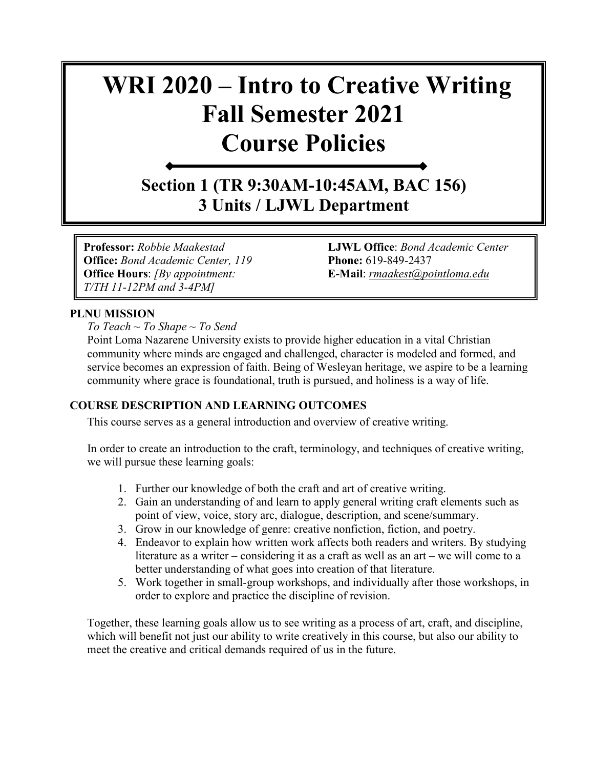# WRI 2020 – Intro to Creative Writing
# Fall Semester 2021
# Course Policies

## Section 1 (TR 9:30AM-10:45AM, BAC 156)
## 3 Units / LJWL Department

**Professor:** *Robbie Maakestad*
**Office:** *Bond Academic Center, 119*
**Office Hours**: *[By appointment: T/TH 11-12PM and 3-4PM]*

**LJWL Office**: *Bond Academic Center*
**Phone:** 619-849-2437
**E-Mail**: *rmaakest@pointloma.edu*

### PLNU MISSION

*To Teach ~ To Shape ~ To Send*

Point Loma Nazarene University exists to provide higher education in a vital Christian community where minds are engaged and challenged, character is modeled and formed, and service becomes an expression of faith. Being of Wesleyan heritage, we aspire to be a learning community where grace is foundational, truth is pursued, and holiness is a way of life.

### COURSE DESCRIPTION AND LEARNING OUTCOMES

This course serves as a general introduction and overview of creative writing.

In order to create an introduction to the craft, terminology, and techniques of creative writing, we will pursue these learning goals:

1. Further our knowledge of both the craft and art of creative writing.
2. Gain an understanding of and learn to apply general writing craft elements such as point of view, voice, story arc, dialogue, description, and scene/summary.
3. Grow in our knowledge of genre: creative nonfiction, fiction, and poetry.
4. Endeavor to explain how written work affects both readers and writers. By studying literature as a writer – considering it as a craft as well as an art – we will come to a better understanding of what goes into creation of that literature.
5. Work together in small-group workshops, and individually after those workshops, in order to explore and practice the discipline of revision.

Together, these learning goals allow us to see writing as a process of art, craft, and discipline, which will benefit not just our ability to write creatively in this course, but also our ability to meet the creative and critical demands required of us in the future.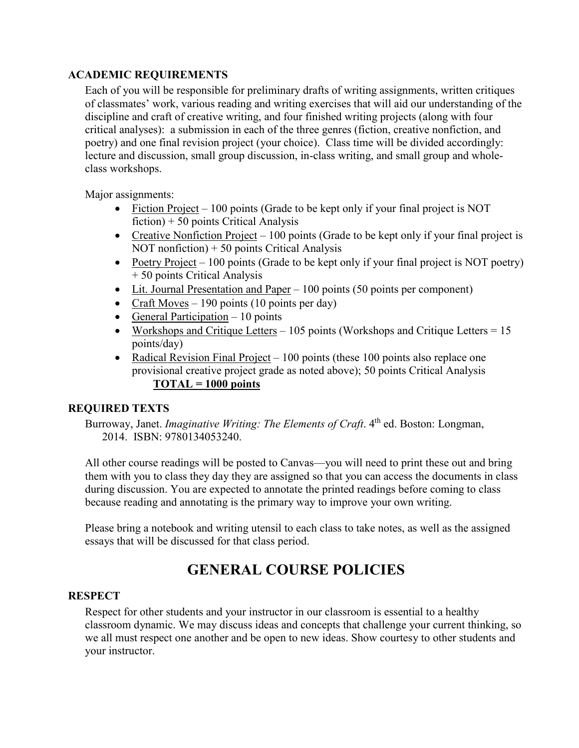### ACADEMIC REQUIREMENTS

Each of you will be responsible for preliminary drafts of writing assignments, written critiques of classmates' work, various reading and writing exercises that will aid our understanding of the discipline and craft of creative writing, and four finished writing projects (along with four critical analyses): a submission in each of the three genres (fiction, creative nonfiction, and poetry) and one final revision project (your choice). Class time will be divided accordingly: lecture and discussion, small group discussion, in-class writing, and small group and whole-class workshops.

Major assignments:

- <u>Fiction Project</u> – 100 points (Grade to be kept only if your final project is NOT fiction) + 50 points Critical Analysis
- <u>Creative Nonfiction Project</u> – 100 points (Grade to be kept only if your final project is NOT nonfiction) + 50 points Critical Analysis
- <u>Poetry Project</u> – 100 points (Grade to be kept only if your final project is NOT poetry) + 50 points Critical Analysis
- <u>Lit. Journal Presentation and Paper</u> – 100 points (50 points per component)
- <u>Craft Moves</u> – 190 points (10 points per day)
- <u>General Participation</u> – 10 points
- <u>Workshops and Critique Letters</u> – 105 points (Workshops and Critique Letters = 15 points/day)
- <u>Radical Revision Final Project</u> – 100 points (these 100 points also replace one provisional creative project grade as noted above); 50 points Critical Analysis

**<u>TOTAL = 1000 points</u>**

### REQUIRED TEXTS

Burroway, Janet. *Imaginative Writing: The Elements of Craft*. 4th ed. Boston: Longman, 2014. ISBN: 9780134053240.

All other course readings will be posted to Canvas—you will need to print these out and bring them with you to class they day they are assigned so that you can access the documents in class during discussion. You are expected to annotate the printed readings before coming to class because reading and annotating is the primary way to improve your own writing.

Please bring a notebook and writing utensil to each class to take notes, as well as the assigned essays that will be discussed for that class period.

## GENERAL COURSE POLICIES

### RESPECT

Respect for other students and your instructor in our classroom is essential to a healthy classroom dynamic. We may discuss ideas and concepts that challenge your current thinking, so we all must respect one another and be open to new ideas. Show courtesy to other students and your instructor.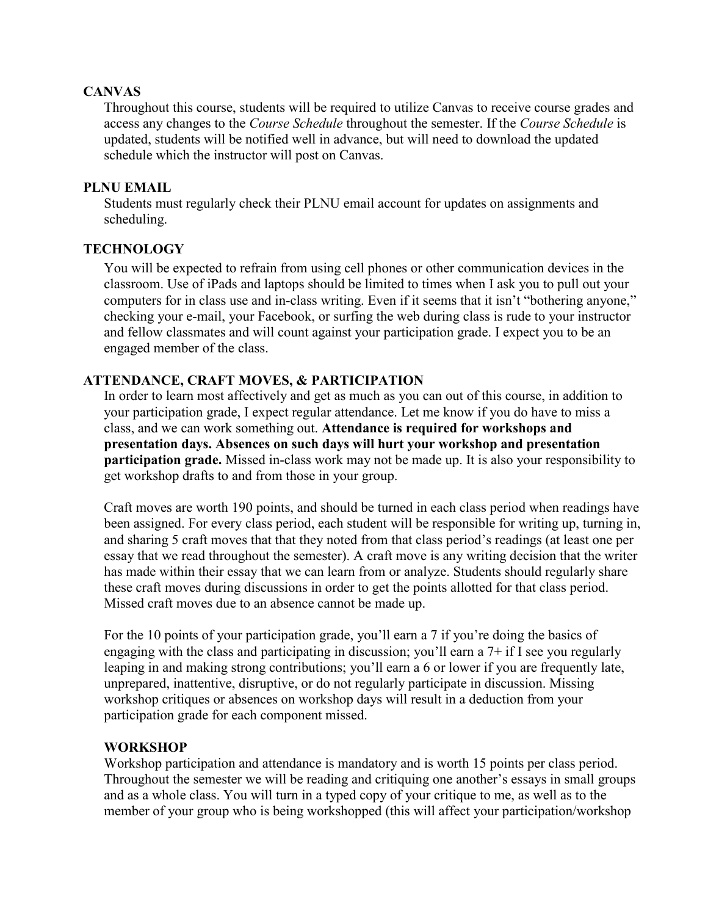**CANVAS**

Throughout this course, students will be required to utilize Canvas to receive course grades and access any changes to the *Course Schedule* throughout the semester. If the *Course Schedule* is updated, students will be notified well in advance, but will need to download the updated schedule which the instructor will post on Canvas.

**PLNU EMAIL**

Students must regularly check their PLNU email account for updates on assignments and scheduling.

**TECHNOLOGY**

You will be expected to refrain from using cell phones or other communication devices in the classroom. Use of iPads and laptops should be limited to times when I ask you to pull out your computers for in class use and in-class writing. Even if it seems that it isn't "bothering anyone," checking your e-mail, your Facebook, or surfing the web during class is rude to your instructor and fellow classmates and will count against your participation grade. I expect you to be an engaged member of the class.

**ATTENDANCE, CRAFT MOVES, & PARTICIPATION**

In order to learn most affectively and get as much as you can out of this course, in addition to your participation grade, I expect regular attendance. Let me know if you do have to miss a class, and we can work something out. **Attendance is required for workshops and presentation days. Absences on such days will hurt your workshop and presentation participation grade.** Missed in-class work may not be made up. It is also your responsibility to get workshop drafts to and from those in your group.

Craft moves are worth 190 points, and should be turned in each class period when readings have been assigned. For every class period, each student will be responsible for writing up, turning in, and sharing 5 craft moves that that they noted from that class period's readings (at least one per essay that we read throughout the semester). A craft move is any writing decision that the writer has made within their essay that we can learn from or analyze. Students should regularly share these craft moves during discussions in order to get the points allotted for that class period. Missed craft moves due to an absence cannot be made up.

For the 10 points of your participation grade, you'll earn a 7 if you're doing the basics of engaging with the class and participating in discussion; you'll earn a 7+ if I see you regularly leaping in and making strong contributions; you'll earn a 6 or lower if you are frequently late, unprepared, inattentive, disruptive, or do not regularly participate in discussion. Missing workshop critiques or absences on workshop days will result in a deduction from your participation grade for each component missed.

**WORKSHOP**

Workshop participation and attendance is mandatory and is worth 15 points per class period. Throughout the semester we will be reading and critiquing one another's essays in small groups and as a whole class. You will turn in a typed copy of your critique to me, as well as to the member of your group who is being workshopped (this will affect your participation/workshop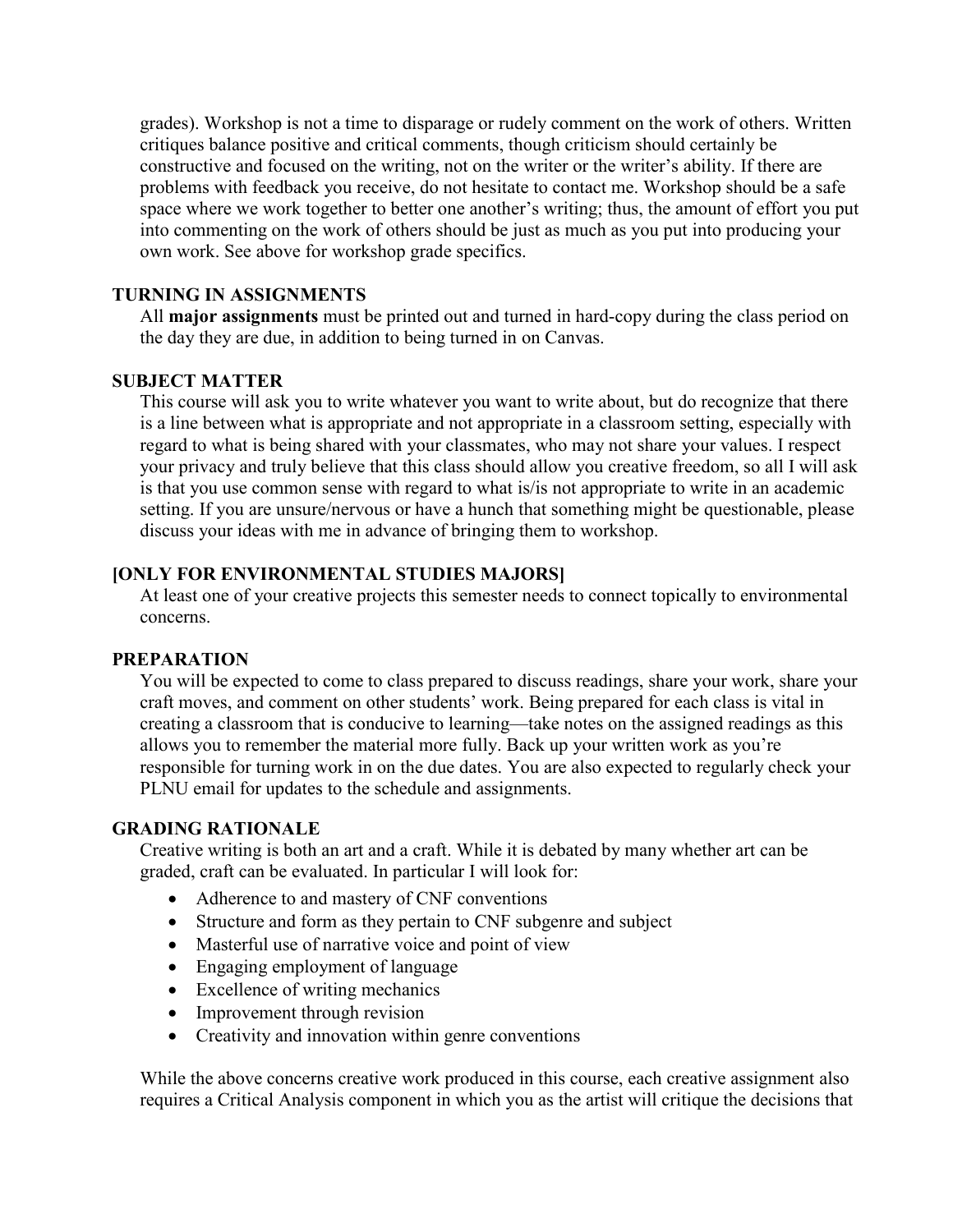grades). Workshop is not a time to disparage or rudely comment on the work of others. Written critiques balance positive and critical comments, though criticism should certainly be constructive and focused on the writing, not on the writer or the writer's ability. If there are problems with feedback you receive, do not hesitate to contact me. Workshop should be a safe space where we work together to better one another's writing; thus, the amount of effort you put into commenting on the work of others should be just as much as you put into producing your own work. See above for workshop grade specifics.

### TURNING IN ASSIGNMENTS

All **major assignments** must be printed out and turned in hard-copy during the class period on the day they are due, in addition to being turned in on Canvas.

### SUBJECT MATTER

This course will ask you to write whatever you want to write about, but do recognize that there is a line between what is appropriate and not appropriate in a classroom setting, especially with regard to what is being shared with your classmates, who may not share your values. I respect your privacy and truly believe that this class should allow you creative freedom, so all I will ask is that you use common sense with regard to what is/is not appropriate to write in an academic setting. If you are unsure/nervous or have a hunch that something might be questionable, please discuss your ideas with me in advance of bringing them to workshop.

### [ONLY FOR ENVIRONMENTAL STUDIES MAJORS]

At least one of your creative projects this semester needs to connect topically to environmental concerns.

### PREPARATION

You will be expected to come to class prepared to discuss readings, share your work, share your craft moves, and comment on other students' work. Being prepared for each class is vital in creating a classroom that is conducive to learning—take notes on the assigned readings as this allows you to remember the material more fully. Back up your written work as you're responsible for turning work in on the due dates. You are also expected to regularly check your PLNU email for updates to the schedule and assignments.

### GRADING RATIONALE

Creative writing is both an art and a craft. While it is debated by many whether art can be graded, craft can be evaluated. In particular I will look for:

- Adherence to and mastery of CNF conventions
- Structure and form as they pertain to CNF subgenre and subject
- Masterful use of narrative voice and point of view
- Engaging employment of language
- Excellence of writing mechanics
- Improvement through revision
- Creativity and innovation within genre conventions

While the above concerns creative work produced in this course, each creative assignment also requires a Critical Analysis component in which you as the artist will critique the decisions that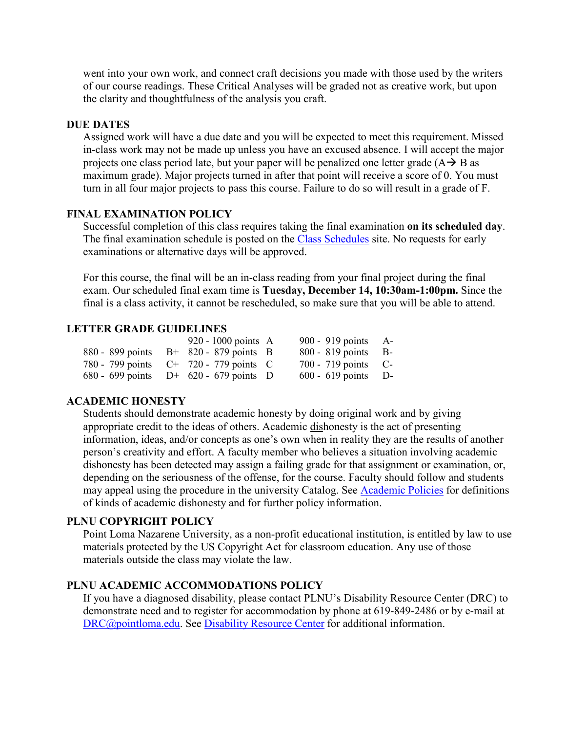went into your own work, and connect craft decisions you made with those used by the writers of our course readings. These Critical Analyses will be graded not as creative work, but upon the clarity and thoughtfulness of the analysis you craft.

## DUE DATES

Assigned work will have a due date and you will be expected to meet this requirement. Missed in-class work may not be made up unless you have an excused absence. I will accept the major projects one class period late, but your paper will be penalized one letter grade (A→ B as maximum grade). Major projects turned in after that point will receive a score of 0. You must turn in all four major projects to pass this course. Failure to do so will result in a grade of F.

## FINAL EXAMINATION POLICY

Successful completion of this class requires taking the final examination **on its scheduled day**. The final examination schedule is posted on the [Class Schedules]() site. No requests for early examinations or alternative days will be approved.

For this course, the final will be an in-class reading from your final project during the final exam. Our scheduled final exam time is **Tuesday, December 14, 10:30am-1:00pm.** Since the final is a class activity, it cannot be rescheduled, so make sure that you will be able to attend.

## LETTER GRADE GUIDELINES

| | | | | | |
|---|---|---|---|---|---|
| | | 920 - 1000 points | A | 900 - 919 points | A- |
| 880 - 899 points | B+ | 820 - 879 points | B | 800 - 819 points | B- |
| 780 - 799 points | C+ | 720 - 779 points | C | 700 - 719 points | C- |
| 680 - 699 points | D+ | 620 - 679 points | D | 600 - 619 points | D- |

## ACADEMIC HONESTY

Students should demonstrate academic honesty by doing original work and by giving appropriate credit to the ideas of others. Academic dishonesty is the act of presenting information, ideas, and/or concepts as one's own when in reality they are the results of another person's creativity and effort. A faculty member who believes a situation involving academic dishonesty has been detected may assign a failing grade for that assignment or examination, or, depending on the seriousness of the offense, for the course. Faculty should follow and students may appeal using the procedure in the university Catalog. See [Academic Policies]() for definitions of kinds of academic dishonesty and for further policy information.

## PLNU COPYRIGHT POLICY

Point Loma Nazarene University, as a non-profit educational institution, is entitled by law to use materials protected by the US Copyright Act for classroom education. Any use of those materials outside the class may violate the law.

## PLNU ACADEMIC ACCOMMODATIONS POLICY

If you have a diagnosed disability, please contact PLNU's Disability Resource Center (DRC) to demonstrate need and to register for accommodation by phone at 619-849-2486 or by e-mail at [DRC@pointloma.edu](). See [Disability Resource Center]() for additional information.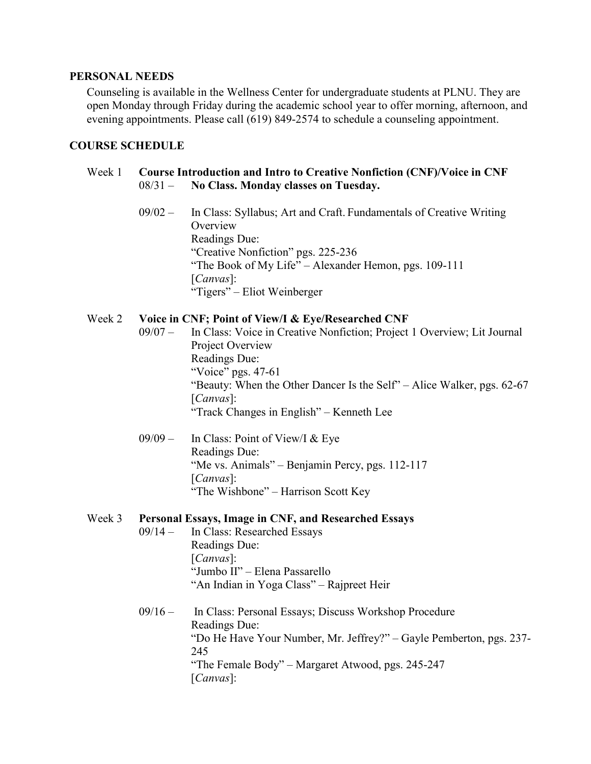## PERSONAL NEEDS

Counseling is available in the Wellness Center for undergraduate students at PLNU. They are open Monday through Friday during the academic school year to offer morning, afternoon, and evening appointments. Please call (619) 849-2574 to schedule a counseling appointment.

## COURSE SCHEDULE

### Week 1 — Course Introduction and Intro to Creative Nonfiction (CNF)/Voice in CNF

08/31 – **No Class. Monday classes on Tuesday.**

09/02 – In Class: Syllabus; Art and Craft. Fundamentals of Creative Writing Overview
Readings Due:
"Creative Nonfiction" pgs. 225-236
"The Book of My Life" – Alexander Hemon, pgs. 109-111
[*Canvas*]:
"Tigers" – Eliot Weinberger

### Week 2 — Voice in CNF; Point of View/I & Eye/Researched CNF

09/07 – In Class: Voice in Creative Nonfiction; Project 1 Overview; Lit Journal Project Overview
Readings Due:
"Voice" pgs. 47-61
"Beauty: When the Other Dancer Is the Self" – Alice Walker, pgs. 62-67
[*Canvas*]:
"Track Changes in English" – Kenneth Lee

09/09 – In Class: Point of View/I & Eye
Readings Due:
"Me vs. Animals" – Benjamin Percy, pgs. 112-117
[*Canvas*]:
"The Wishbone" – Harrison Scott Key

### Week 3 — Personal Essays, Image in CNF, and Researched Essays

09/14 – In Class: Researched Essays
Readings Due:
[*Canvas*]:
"Jumbo II" – Elena Passarello
"An Indian in Yoga Class" – Rajpreet Heir

09/16 – In Class: Personal Essays; Discuss Workshop Procedure
Readings Due:
"Do He Have Your Number, Mr. Jeffrey?" – Gayle Pemberton, pgs. 237-245
"The Female Body" – Margaret Atwood, pgs. 245-247
[*Canvas*]: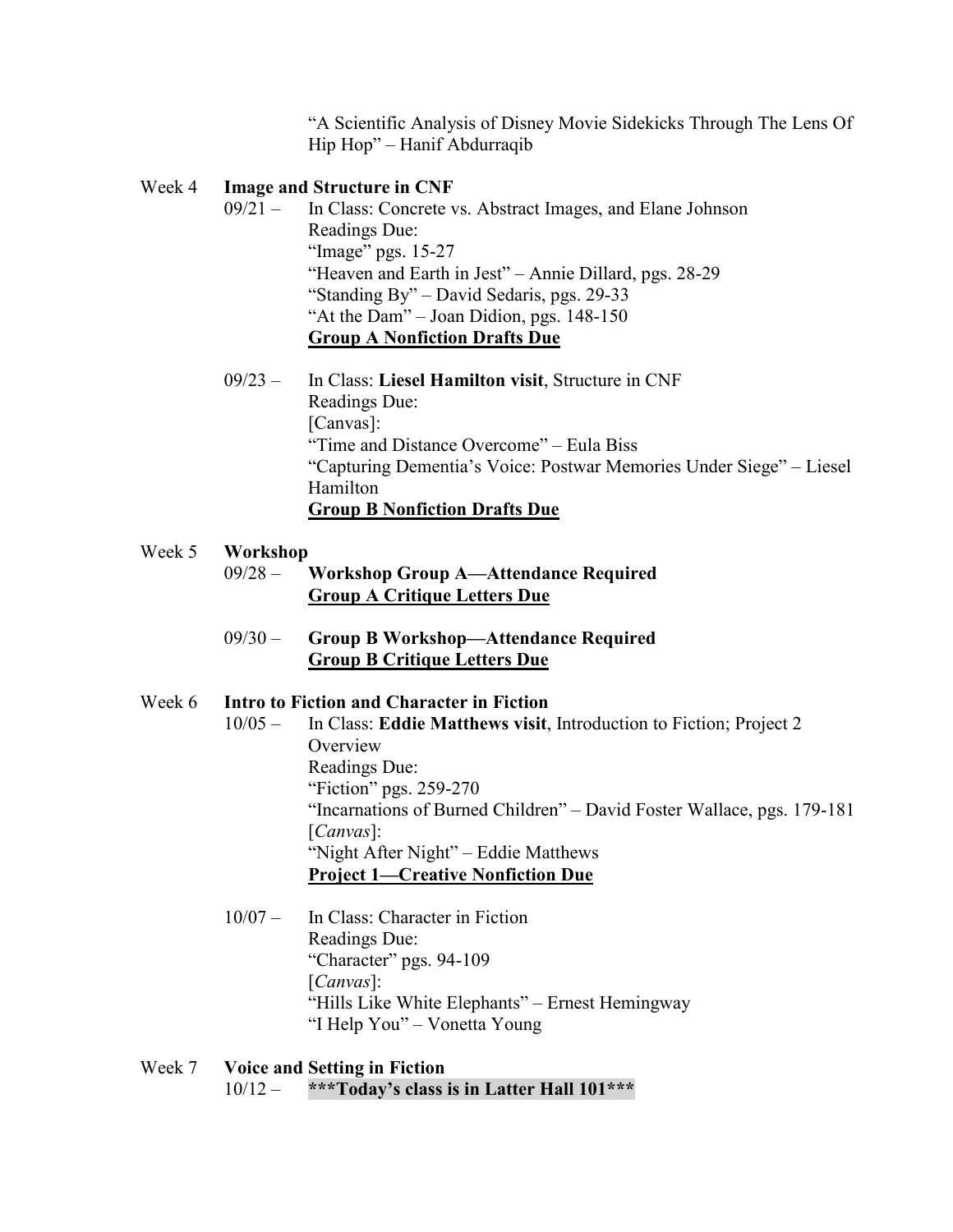"A Scientific Analysis of Disney Movie Sidekicks Through The Lens Of Hip Hop" – Hanif Abdurraqib

Week 4 **Image and Structure in CNF**

09/21 – In Class: Concrete vs. Abstract Images, and Elane Johnson
Readings Due:
"Image" pgs. 15-27
"Heaven and Earth in Jest" – Annie Dillard, pgs. 28-29
"Standing By" – David Sedaris, pgs. 29-33
"At the Dam" – Joan Didion, pgs. 148-150
**Group A Nonfiction Drafts Due**

09/23 – In Class: **Liesel Hamilton visit**, Structure in CNF
Readings Due:
[Canvas]:
"Time and Distance Overcome" – Eula Biss
"Capturing Dementia's Voice: Postwar Memories Under Siege" – Liesel Hamilton
**Group B Nonfiction Drafts Due**

Week 5 **Workshop**

09/28 – **Workshop Group A—Attendance Required**
**Group A Critique Letters Due**

09/30 – **Group B Workshop—Attendance Required**
**Group B Critique Letters Due**

Week 6 **Intro to Fiction and Character in Fiction**

10/05 – In Class: **Eddie Matthews visit**, Introduction to Fiction; Project 2 Overview
Readings Due:
"Fiction" pgs. 259-270
"Incarnations of Burned Children" – David Foster Wallace, pgs. 179-181
[*Canvas*]:
"Night After Night" – Eddie Matthews
**Project 1—Creative Nonfiction Due**

10/07 – In Class: Character in Fiction
Readings Due:
"Character" pgs. 94-109
[*Canvas*]:
"Hills Like White Elephants" – Ernest Hemingway
"I Help You" – Vonetta Young

Week 7 **Voice and Setting in Fiction**

10/12 – **\*\*\*Today's class is in Latter Hall 101\*\*\***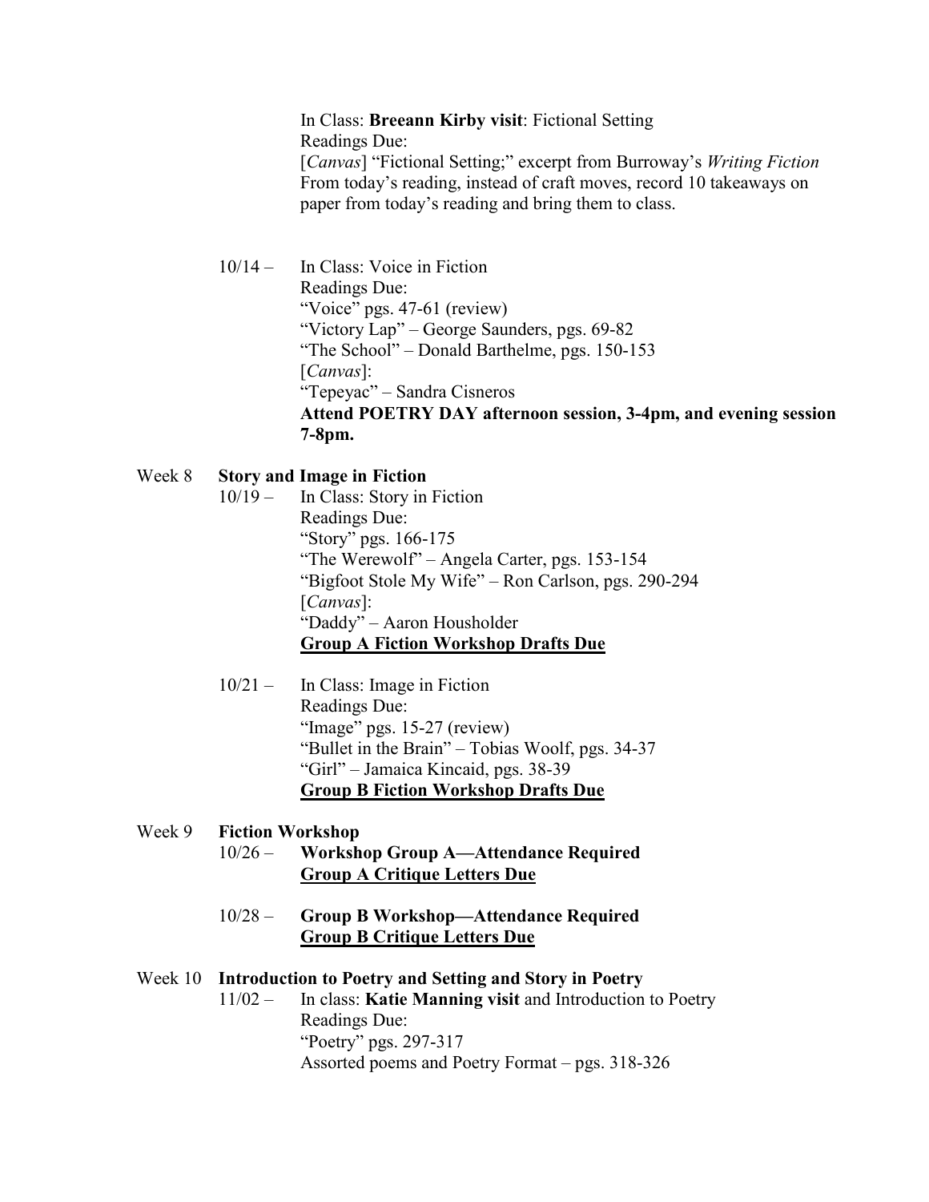In Class: **Breeann Kirby visit**: Fictional Setting
Readings Due:
[*Canvas*] "Fictional Setting;" excerpt from Burroway's *Writing Fiction*
From today's reading, instead of craft moves, record 10 takeaways on paper from today's reading and bring them to class.

10/14 – In Class: Voice in Fiction
Readings Due:
"Voice" pgs. 47-61 (review)
"Victory Lap" – George Saunders, pgs. 69-82
"The School" – Donald Barthelme, pgs. 150-153
[*Canvas*]:
"Tepeyac" – Sandra Cisneros
**Attend POETRY DAY afternoon session, 3-4pm, and evening session 7-8pm.**

Week 8 **Story and Image in Fiction**

10/19 – In Class: Story in Fiction
Readings Due:
"Story" pgs. 166-175
"The Werewolf" – Angela Carter, pgs. 153-154
"Bigfoot Stole My Wife" – Ron Carlson, pgs. 290-294
[*Canvas*]:
"Daddy" – Aaron Housholder
<u>**Group A Fiction Workshop Drafts Due**</u>

10/21 – In Class: Image in Fiction
Readings Due:
"Image" pgs. 15-27 (review)
"Bullet in the Brain" – Tobias Woolf, pgs. 34-37
"Girl" – Jamaica Kincaid, pgs. 38-39
<u>**Group B Fiction Workshop Drafts Due**</u>

Week 9 **Fiction Workshop**

10/26 – **Workshop Group A—Attendance Required**
<u>**Group A Critique Letters Due**</u>

10/28 – **Group B Workshop—Attendance Required**
<u>**Group B Critique Letters Due**</u>

Week 10 **Introduction to Poetry and Setting and Story in Poetry**

11/02 – In class: **Katie Manning visit** and Introduction to Poetry
Readings Due:
"Poetry" pgs. 297-317
Assorted poems and Poetry Format – pgs. 318-326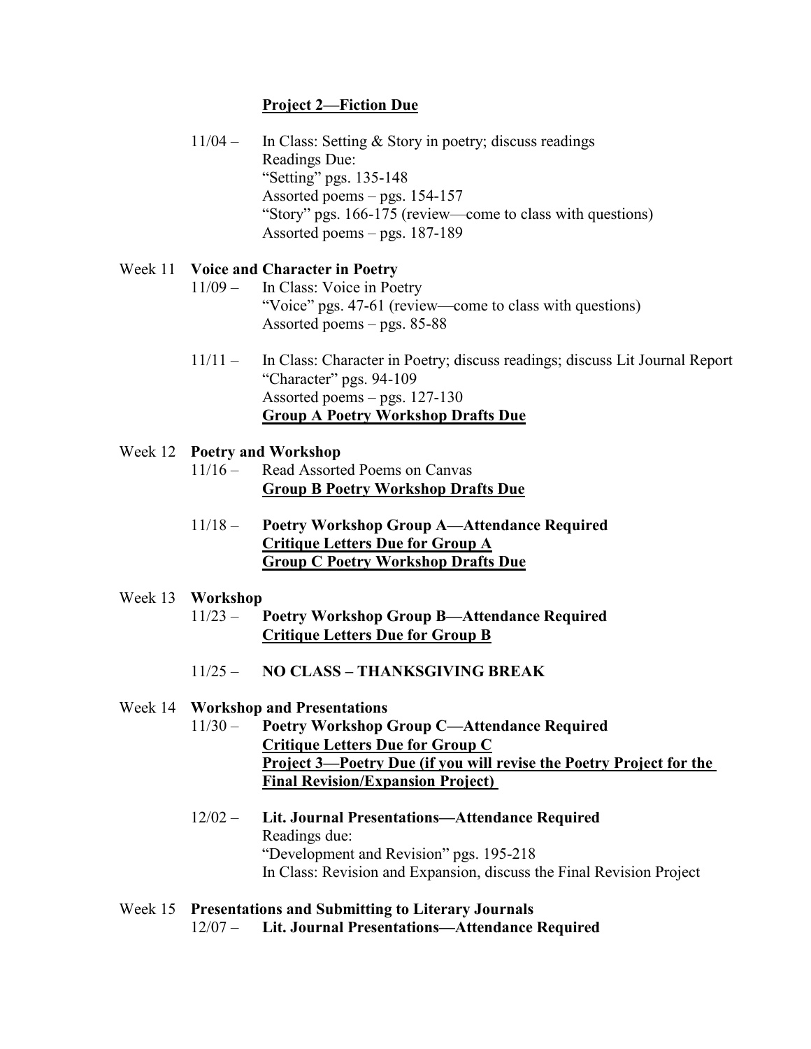**<u>Project 2—Fiction Due</u>**

11/04 – In Class: Setting & Story in poetry; discuss readings
Readings Due:
"Setting" pgs. 135-148
Assorted poems – pgs. 154-157
"Story" pgs. 166-175 (review—come to class with questions)
Assorted poems – pgs. 187-189

Week 11 **Voice and Character in Poetry**

11/09 – In Class: Voice in Poetry
"Voice" pgs. 47-61 (review—come to class with questions)
Assorted poems – pgs. 85-88

11/11 – In Class: Character in Poetry; discuss readings; discuss Lit Journal Report
"Character" pgs. 94-109
Assorted poems – pgs. 127-130
**<u>Group A Poetry Workshop Drafts Due</u>**

Week 12 **Poetry and Workshop**

11/16 – Read Assorted Poems on Canvas
**<u>Group B Poetry Workshop Drafts Due</u>**

11/18 – **Poetry Workshop Group A—Attendance Required**
**<u>Critique Letters Due for Group A</u>**
**<u>Group C Poetry Workshop Drafts Due</u>**

Week 13 **Workshop**

11/23 – **Poetry Workshop Group B—Attendance Required**
**<u>Critique Letters Due for Group B</u>**

11/25 – **NO CLASS – THANKSGIVING BREAK**

Week 14 **Workshop and Presentations**

11/30 – **Poetry Workshop Group C—Attendance Required**
**<u>Critique Letters Due for Group C</u>**
**<u>Project 3—Poetry Due (if you will revise the Poetry Project for the Final Revision/Expansion Project)</u>**

12/02 – **Lit. Journal Presentations—Attendance Required**
Readings due:
"Development and Revision" pgs. 195-218
In Class: Revision and Expansion, discuss the Final Revision Project

Week 15 **Presentations and Submitting to Literary Journals**

12/07 – **Lit. Journal Presentations—Attendance Required**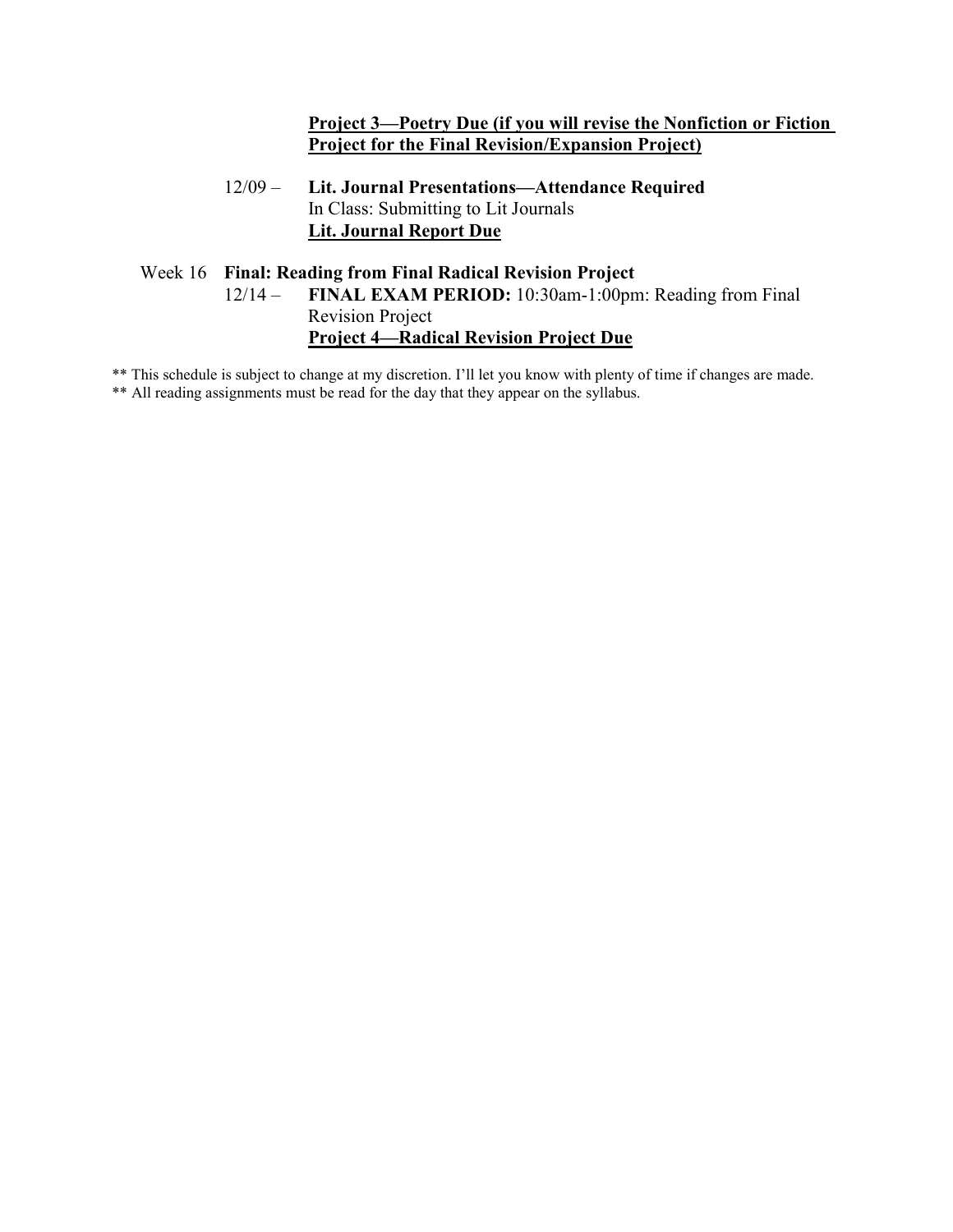**Project 3—Poetry Due (if you will revise the Nonfiction or Fiction Project for the Final Revision/Expansion Project)**

12/09 – **Lit. Journal Presentations—Attendance Required**
In Class: Submitting to Lit Journals
**Lit. Journal Report Due**

Week 16 **Final: Reading from Final Radical Revision Project**

12/14 – **FINAL EXAM PERIOD:** 10:30am-1:00pm: Reading from Final Revision Project
**Project 4—Radical Revision Project Due**

** This schedule is subject to change at my discretion. I'll let you know with plenty of time if changes are made.

** All reading assignments must be read for the day that they appear on the syllabus.